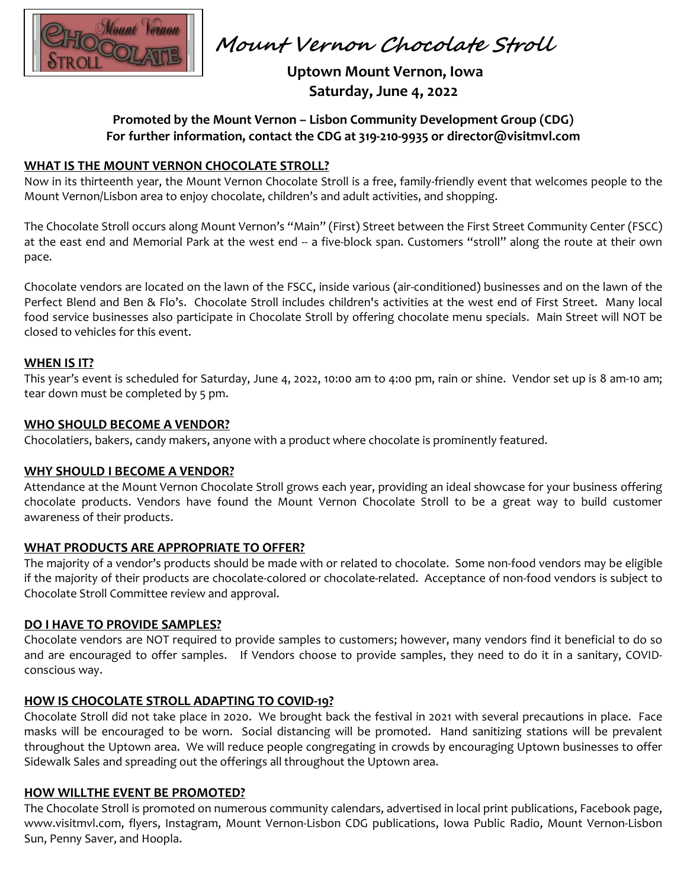# Mount Vernon Chocolate Stroll

**Uptown Mount Vernon, Iowa**
**Saturday, June 4, 2022**

**Promoted by the Mount Vernon – Lisbon Community Development Group (CDG)**
**For further information, contact the CDG at 319-210-9935 or director@visitmvl.com**

## WHAT IS THE MOUNT VERNON CHOCOLATE STROLL?

Now in its thirteenth year, the Mount Vernon Chocolate Stroll is a free, family-friendly event that welcomes people to the Mount Vernon/Lisbon area to enjoy chocolate, children's and adult activities, and shopping.

The Chocolate Stroll occurs along Mount Vernon's "Main" (First) Street between the First Street Community Center (FSCC) at the east end and Memorial Park at the west end -- a five-block span. Customers "stroll" along the route at their own pace.

Chocolate vendors are located on the lawn of the FSCC, inside various (air-conditioned) businesses and on the lawn of the Perfect Blend and Ben & Flo's. Chocolate Stroll includes children's activities at the west end of First Street. Many local food service businesses also participate in Chocolate Stroll by offering chocolate menu specials. Main Street will NOT be closed to vehicles for this event.

## WHEN IS IT?

This year's event is scheduled for Saturday, June 4, 2022, 10:00 am to 4:00 pm, rain or shine. Vendor set up is 8 am-10 am; tear down must be completed by 5 pm.

## WHO SHOULD BECOME A VENDOR?

Chocolatiers, bakers, candy makers, anyone with a product where chocolate is prominently featured.

## WHY SHOULD I BECOME A VENDOR?

Attendance at the Mount Vernon Chocolate Stroll grows each year, providing an ideal showcase for your business offering chocolate products. Vendors have found the Mount Vernon Chocolate Stroll to be a great way to build customer awareness of their products.

## WHAT PRODUCTS ARE APPROPRIATE TO OFFER?

The majority of a vendor's products should be made with or related to chocolate. Some non-food vendors may be eligible if the majority of their products are chocolate-colored or chocolate-related. Acceptance of non-food vendors is subject to Chocolate Stroll Committee review and approval.

## DO I HAVE TO PROVIDE SAMPLES?

Chocolate vendors are NOT required to provide samples to customers; however, many vendors find it beneficial to do so and are encouraged to offer samples. If Vendors choose to provide samples, they need to do it in a sanitary, COVID-conscious way.

## HOW IS CHOCOLATE STROLL ADAPTING TO COVID-19?

Chocolate Stroll did not take place in 2020. We brought back the festival in 2021 with several precautions in place. Face masks will be encouraged to be worn. Social distancing will be promoted. Hand sanitizing stations will be prevalent throughout the Uptown area. We will reduce people congregating in crowds by encouraging Uptown businesses to offer Sidewalk Sales and spreading out the offerings all throughout the Uptown area.

## HOW WILLTHE EVENT BE PROMOTED?

The Chocolate Stroll is promoted on numerous community calendars, advertised in local print publications, Facebook page, www.visitmvl.com, flyers, Instagram, Mount Vernon-Lisbon CDG publications, Iowa Public Radio, Mount Vernon-Lisbon Sun, Penny Saver, and Hoopla.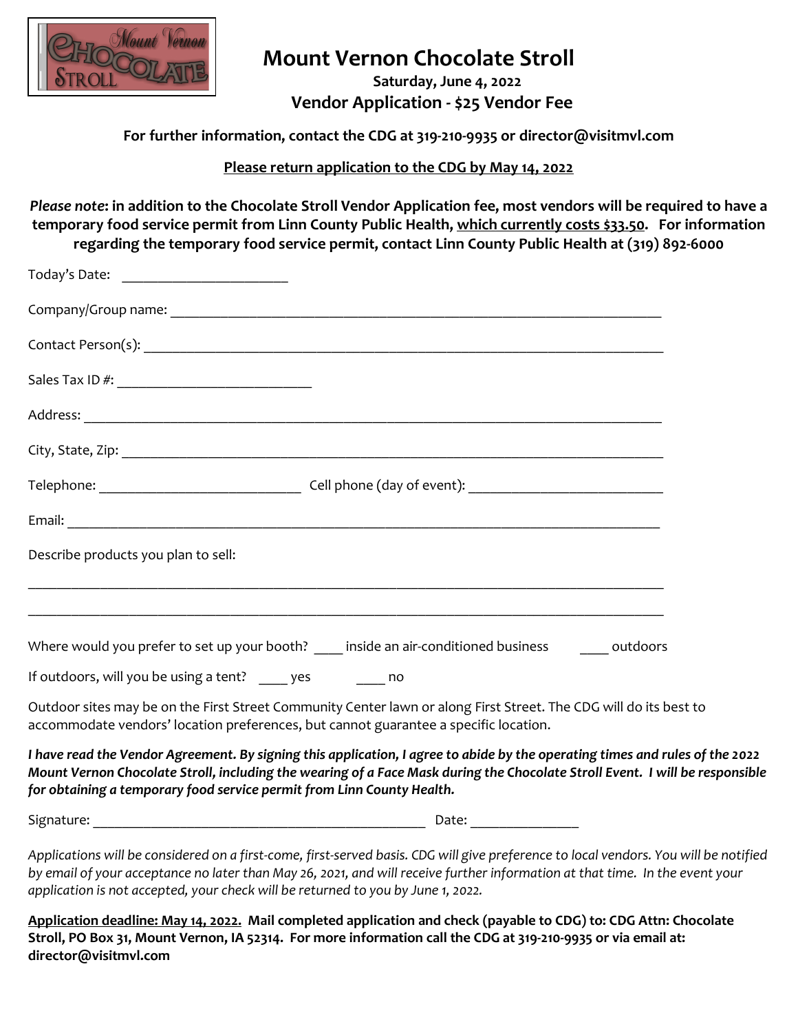Mount Vernon Chocolate Stroll

# Mount Vernon Chocolate Stroll

**Saturday, June 4, 2022**

## Vendor Application - $25 Vendor Fee

**For further information, contact the CDG at 319-210-9935 or director@visitmvl.com**

**Please return application to the CDG by May 14, 2022**

***Please note*: in addition to the Chocolate Stroll Vendor Application fee, most vendors will be required to have a temporary food service permit from Linn County Public Health, which currently costs $33.50. For information regarding the temporary food service permit, contact Linn County Public Health at (319) 892-6000**

Today's Date: ______________________

Company/Group name: ___________________________________________________________________

Contact Person(s): ______________________________________________________________________

Sales Tax ID #: __________________________

Address: _______________________________________________________________________________

City, State, Zip: _________________________________________________________________________

Telephone: ___________________________ Cell phone (day of event): __________________________

Email: _________________________________________________________________________________

Describe products you plan to sell:

_______________________________________________________________________________________

_______________________________________________________________________________________

Where would you prefer to set up your booth? ____ inside an air-conditioned business ____ outdoors

If outdoors, will you be using a tent? ____ yes ____ no

Outdoor sites may be on the First Street Community Center lawn or along First Street. The CDG will do its best to accommodate vendors' location preferences, but cannot guarantee a specific location.

***I have read the Vendor Agreement. By signing this application, I agree to abide by the operating times and rules of the 2022 Mount Vernon Chocolate Stroll, including the wearing of a Face Mask during the Chocolate Stroll Event. I will be responsible for obtaining a temporary food service permit from Linn County Health.***

Signature: _____________________________________________ Date: ______________

*Applications will be considered on a first-come, first-served basis. CDG will give preference to local vendors. You will be notified by email of your acceptance no later than May 26, 2021, and will receive further information at that time. In the event your application is not accepted, your check will be returned to you by June 1, 2022.*

**Application deadline: May 14, 2022. Mail completed application and check (payable to CDG) to: CDG Attn: Chocolate Stroll, PO Box 31, Mount Vernon, IA 52314. For more information call the CDG at 319-210-9935 or via email at: director@visitmvl.com**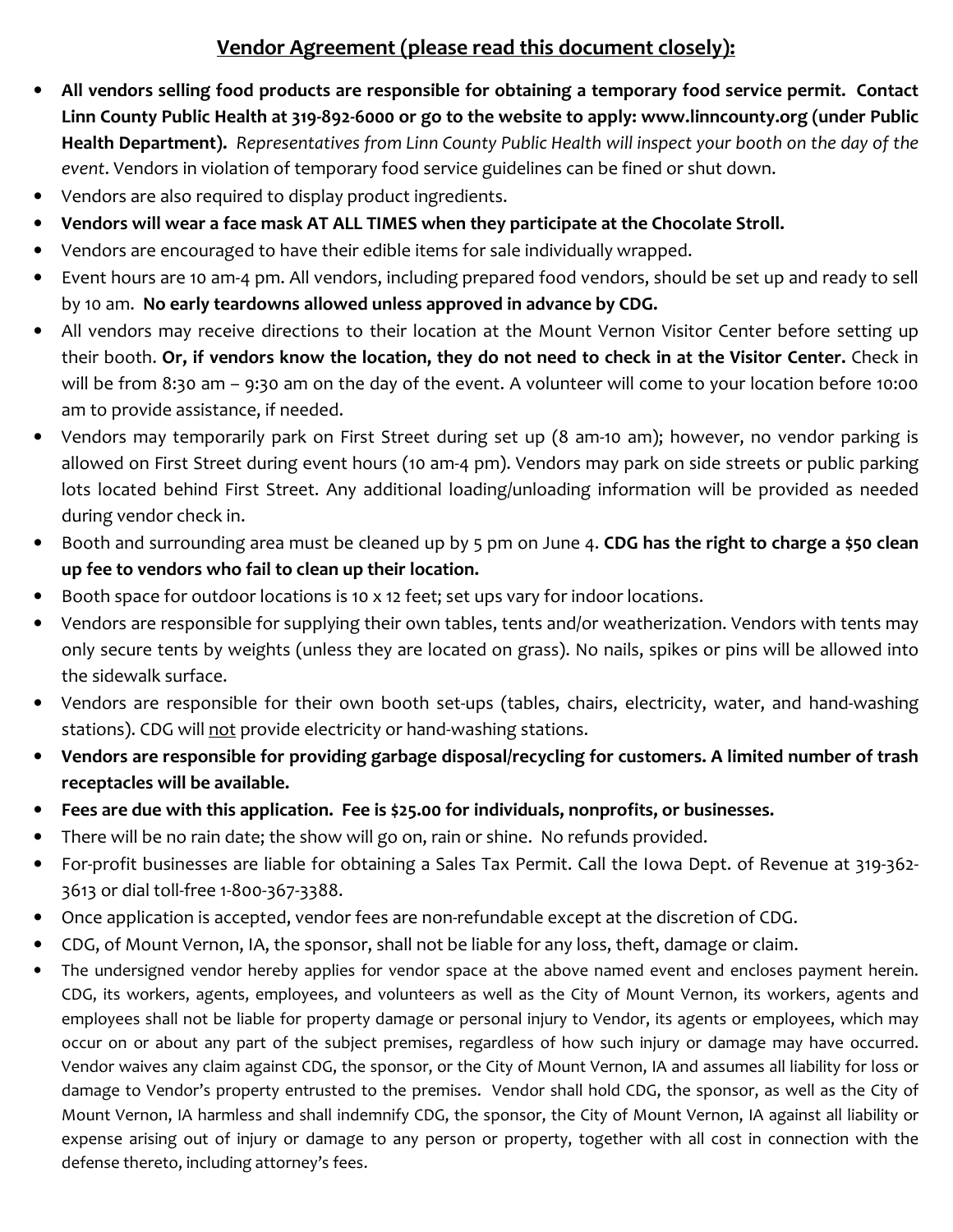## Vendor Agreement (please read this document closely):

- **All vendors selling food products are responsible for obtaining a temporary food service permit. Contact Linn County Public Health at 319-892-6000 or go to the website to apply: www.linncounty.org (under Public Health Department).** *Representatives from Linn County Public Health will inspect your booth on the day of the event*. Vendors in violation of temporary food service guidelines can be fined or shut down.
- Vendors are also required to display product ingredients.
- **Vendors will wear a face mask AT ALL TIMES when they participate at the Chocolate Stroll.**
- Vendors are encouraged to have their edible items for sale individually wrapped.
- Event hours are 10 am-4 pm. All vendors, including prepared food vendors, should be set up and ready to sell by 10 am. **No early teardowns allowed unless approved in advance by CDG.**
- All vendors may receive directions to their location at the Mount Vernon Visitor Center before setting up their booth. **Or, if vendors know the location, they do not need to check in at the Visitor Center.** Check in will be from 8:30 am – 9:30 am on the day of the event. A volunteer will come to your location before 10:00 am to provide assistance, if needed.
- Vendors may temporarily park on First Street during set up (8 am-10 am); however, no vendor parking is allowed on First Street during event hours (10 am-4 pm). Vendors may park on side streets or public parking lots located behind First Street. Any additional loading/unloading information will be provided as needed during vendor check in.
- Booth and surrounding area must be cleaned up by 5 pm on June 4. **CDG has the right to charge a $50 clean up fee to vendors who fail to clean up their location.**
- Booth space for outdoor locations is 10 x 12 feet; set ups vary for indoor locations.
- Vendors are responsible for supplying their own tables, tents and/or weatherization. Vendors with tents may only secure tents by weights (unless they are located on grass). No nails, spikes or pins will be allowed into the sidewalk surface.
- Vendors are responsible for their own booth set-ups (tables, chairs, electricity, water, and hand-washing stations). CDG will <u>not</u> provide electricity or hand-washing stations.
- **Vendors are responsible for providing garbage disposal/recycling for customers. A limited number of trash receptacles will be available.**
- **Fees are due with this application. Fee is $25.00 for individuals, nonprofits, or businesses.**
- There will be no rain date; the show will go on, rain or shine. No refunds provided.
- For-profit businesses are liable for obtaining a Sales Tax Permit. Call the Iowa Dept. of Revenue at 319-362-3613 or dial toll-free 1-800-367-3388.
- Once application is accepted, vendor fees are non-refundable except at the discretion of CDG.
- CDG, of Mount Vernon, IA, the sponsor, shall not be liable for any loss, theft, damage or claim.
- The undersigned vendor hereby applies for vendor space at the above named event and encloses payment herein. CDG, its workers, agents, employees, and volunteers as well as the City of Mount Vernon, its workers, agents and employees shall not be liable for property damage or personal injury to Vendor, its agents or employees, which may occur on or about any part of the subject premises, regardless of how such injury or damage may have occurred. Vendor waives any claim against CDG, the sponsor, or the City of Mount Vernon, IA and assumes all liability for loss or damage to Vendor's property entrusted to the premises. Vendor shall hold CDG, the sponsor, as well as the City of Mount Vernon, IA harmless and shall indemnify CDG, the sponsor, the City of Mount Vernon, IA against all liability or expense arising out of injury or damage to any person or property, together with all cost in connection with the defense thereto, including attorney's fees.